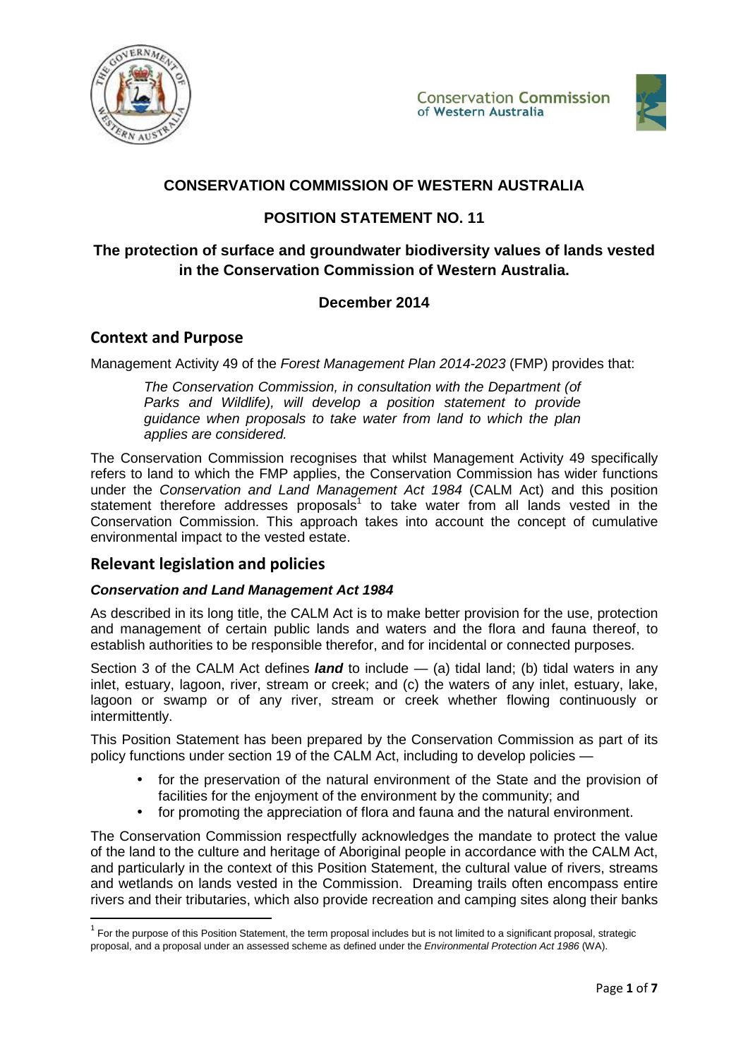# CONSERVATION COMMISSION OF WESTERN AUSTRALIA

## POSITION STATEMENT NO. 11

## The protection of surface and groundwater biodiversity values of lands vested in the Conservation Commission of Western Australia.

**December 2014**

## Context and Purpose

Management Activity 49 of the *Forest Management Plan 2014-2023* (FMP) provides that:

> *The Conservation Commission, in consultation with the Department (of Parks and Wildlife), will develop a position statement to provide guidance when proposals to take water from land to which the plan applies are considered.*

The Conservation Commission recognises that whilst Management Activity 49 specifically refers to land to which the FMP applies, the Conservation Commission has wider functions under the *Conservation and Land Management Act 1984* (CALM Act) and this position statement therefore addresses proposals[1] to take water from all lands vested in the Conservation Commission. This approach takes into account the concept of cumulative environmental impact to the vested estate.

## Relevant legislation and policies

### *Conservation and Land Management Act 1984*

As described in its long title, the CALM Act is to make better provision for the use, protection and management of certain public lands and waters and the flora and fauna thereof, to establish authorities to be responsible therefor, and for incidental or connected purposes.

Section 3 of the CALM Act defines ***land*** to include — (a) tidal land; (b) tidal waters in any inlet, estuary, lagoon, river, stream or creek; and (c) the waters of any inlet, estuary, lake, lagoon or swamp or of any river, stream or creek whether flowing continuously or intermittently.

This Position Statement has been prepared by the Conservation Commission as part of its policy functions under section 19 of the CALM Act, including to develop policies —

- for the preservation of the natural environment of the State and the provision of facilities for the enjoyment of the environment by the community; and
- for promoting the appreciation of flora and fauna and the natural environment.

The Conservation Commission respectfully acknowledges the mandate to protect the value of the land to the culture and heritage of Aboriginal people in accordance with the CALM Act, and particularly in the context of this Position Statement, the cultural value of rivers, streams and wetlands on lands vested in the Commission. Dreaming trails often encompass entire rivers and their tributaries, which also provide recreation and camping sites along their banks

---

[1] For the purpose of this Position Statement, the term proposal includes but is not limited to a significant proposal, strategic proposal, and a proposal under an assessed scheme as defined under the *Environmental Protection Act 1986* (WA).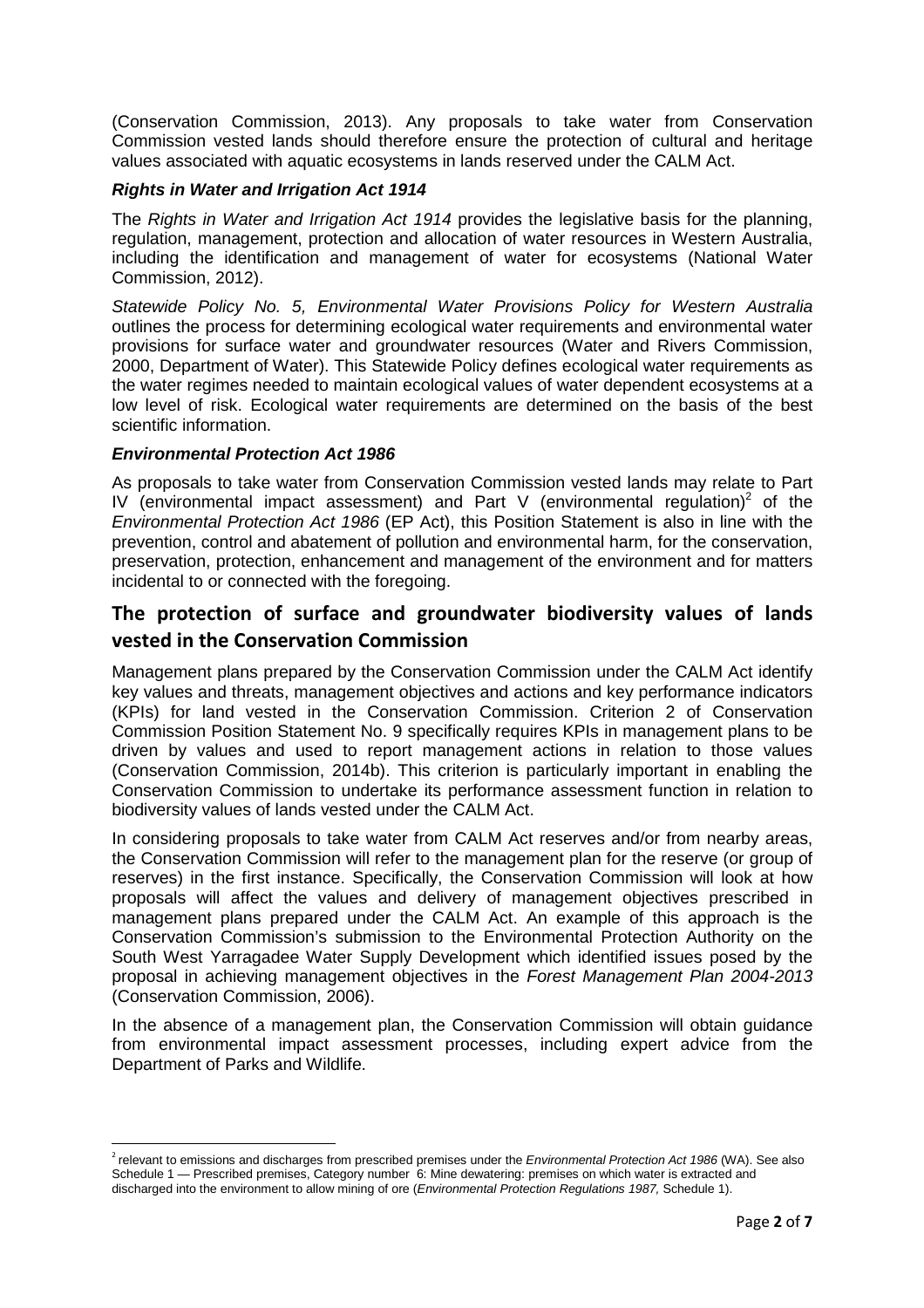(Conservation Commission, 2013). Any proposals to take water from Conservation Commission vested lands should therefore ensure the protection of cultural and heritage values associated with aquatic ecosystems in lands reserved under the CALM Act.

### *Rights in Water and Irrigation Act 1914*

The *Rights in Water and Irrigation Act 1914* provides the legislative basis for the planning, regulation, management, protection and allocation of water resources in Western Australia, including the identification and management of water for ecosystems (National Water Commission, 2012).

*Statewide Policy No. 5, Environmental Water Provisions Policy for Western Australia* outlines the process for determining ecological water requirements and environmental water provisions for surface water and groundwater resources (Water and Rivers Commission, 2000, Department of Water). This Statewide Policy defines ecological water requirements as the water regimes needed to maintain ecological values of water dependent ecosystems at a low level of risk. Ecological water requirements are determined on the basis of the best scientific information.

### *Environmental Protection Act 1986*

As proposals to take water from Conservation Commission vested lands may relate to Part IV (environmental impact assessment) and Part V (environmental regulation)[2] of the *Environmental Protection Act 1986* (EP Act), this Position Statement is also in line with the prevention, control and abatement of pollution and environmental harm, for the conservation, preservation, protection, enhancement and management of the environment and for matters incidental to or connected with the foregoing.

## The protection of surface and groundwater biodiversity values of lands vested in the Conservation Commission

Management plans prepared by the Conservation Commission under the CALM Act identify key values and threats, management objectives and actions and key performance indicators (KPIs) for land vested in the Conservation Commission. Criterion 2 of Conservation Commission Position Statement No. 9 specifically requires KPIs in management plans to be driven by values and used to report management actions in relation to those values (Conservation Commission, 2014b). This criterion is particularly important in enabling the Conservation Commission to undertake its performance assessment function in relation to biodiversity values of lands vested under the CALM Act.

In considering proposals to take water from CALM Act reserves and/or from nearby areas, the Conservation Commission will refer to the management plan for the reserve (or group of reserves) in the first instance. Specifically, the Conservation Commission will look at how proposals will affect the values and delivery of management objectives prescribed in management plans prepared under the CALM Act. An example of this approach is the Conservation Commission's submission to the Environmental Protection Authority on the South West Yarragadee Water Supply Development which identified issues posed by the proposal in achieving management objectives in the *Forest Management Plan 2004-2013* (Conservation Commission, 2006).

In the absence of a management plan, the Conservation Commission will obtain guidance from environmental impact assessment processes, including expert advice from the Department of Parks and Wildlife.

---

[2] relevant to emissions and discharges from prescribed premises under the *Environmental Protection Act 1986* (WA). See also Schedule 1 — Prescribed premises, Category number 6: Mine dewatering: premises on which water is extracted and discharged into the environment to allow mining of ore (*Environmental Protection Regulations 1987,* Schedule 1).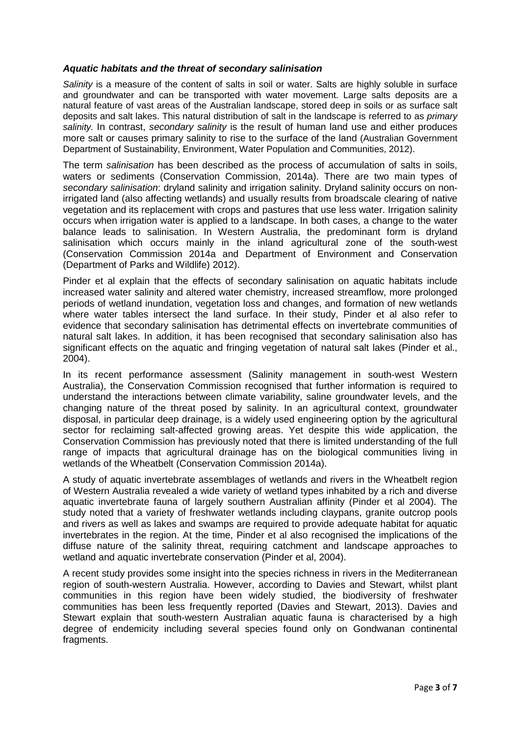### ***Aquatic habitats and the threat of secondary salinisation***

*Salinity* is a measure of the content of salts in soil or water. Salts are highly soluble in surface and groundwater and can be transported with water movement. Large salts deposits are a natural feature of vast areas of the Australian landscape, stored deep in soils or as surface salt deposits and salt lakes. This natural distribution of salt in the landscape is referred to as *primary salinity.* In contrast, *secondary salinity* is the result of human land use and either produces more salt or causes primary salinity to rise to the surface of the land (Australian Government Department of Sustainability, Environment, Water Population and Communities, 2012).

The term *salinisation* has been described as the process of accumulation of salts in soils, waters or sediments (Conservation Commission, 2014a). There are two main types of *secondary salinisation*: dryland salinity and irrigation salinity. Dryland salinity occurs on non-irrigated land (also affecting wetlands) and usually results from broadscale clearing of native vegetation and its replacement with crops and pastures that use less water. Irrigation salinity occurs when irrigation water is applied to a landscape. In both cases, a change to the water balance leads to salinisation. In Western Australia, the predominant form is dryland salinisation which occurs mainly in the inland agricultural zone of the south-west (Conservation Commission 2014a and Department of Environment and Conservation (Department of Parks and Wildlife) 2012).

Pinder et al explain that the effects of secondary salinisation on aquatic habitats include increased water salinity and altered water chemistry, increased streamflow, more prolonged periods of wetland inundation, vegetation loss and changes, and formation of new wetlands where water tables intersect the land surface. In their study, Pinder et al also refer to evidence that secondary salinisation has detrimental effects on invertebrate communities of natural salt lakes. In addition, it has been recognised that secondary salinisation also has significant effects on the aquatic and fringing vegetation of natural salt lakes (Pinder et al., 2004).

In its recent performance assessment (Salinity management in south-west Western Australia), the Conservation Commission recognised that further information is required to understand the interactions between climate variability, saline groundwater levels, and the changing nature of the threat posed by salinity. In an agricultural context, groundwater disposal, in particular deep drainage, is a widely used engineering option by the agricultural sector for reclaiming salt-affected growing areas. Yet despite this wide application, the Conservation Commission has previously noted that there is limited understanding of the full range of impacts that agricultural drainage has on the biological communities living in wetlands of the Wheatbelt (Conservation Commission 2014a).

A study of aquatic invertebrate assemblages of wetlands and rivers in the Wheatbelt region of Western Australia revealed a wide variety of wetland types inhabited by a rich and diverse aquatic invertebrate fauna of largely southern Australian affinity (Pinder et al 2004). The study noted that a variety of freshwater wetlands including claypans, granite outcrop pools and rivers as well as lakes and swamps are required to provide adequate habitat for aquatic invertebrates in the region. At the time, Pinder et al also recognised the implications of the diffuse nature of the salinity threat, requiring catchment and landscape approaches to wetland and aquatic invertebrate conservation (Pinder et al, 2004).

A recent study provides some insight into the species richness in rivers in the Mediterranean region of south-western Australia. However, according to Davies and Stewart, whilst plant communities in this region have been widely studied, the biodiversity of freshwater communities has been less frequently reported (Davies and Stewart, 2013). Davies and Stewart explain that south-western Australian aquatic fauna is characterised by a high degree of endemicity including several species found only on Gondwanan continental fragments.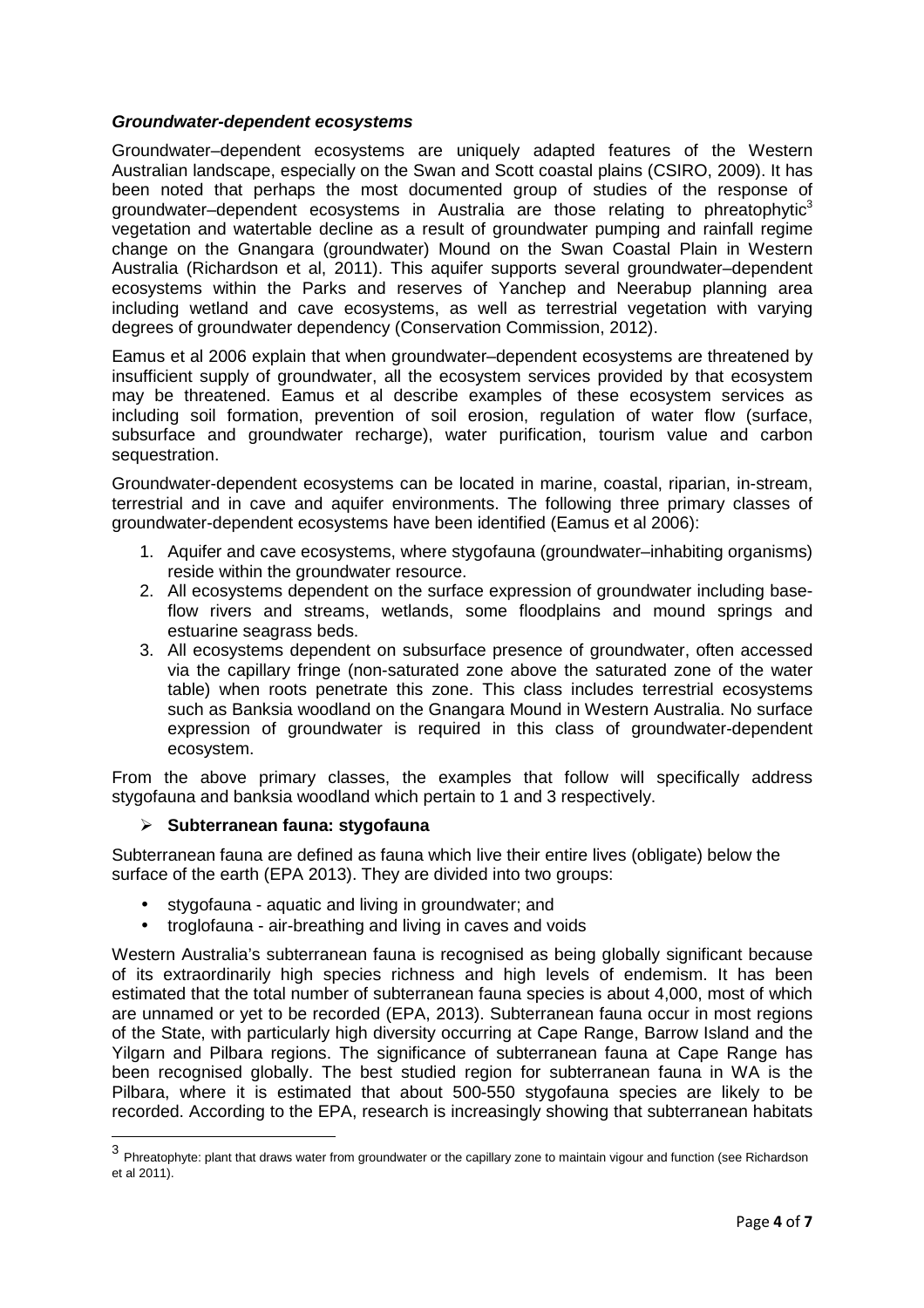***Groundwater-dependent ecosystems***

Groundwater–dependent ecosystems are uniquely adapted features of the Western Australian landscape, especially on the Swan and Scott coastal plains (CSIRO, 2009). It has been noted that perhaps the most documented group of studies of the response of groundwater–dependent ecosystems in Australia are those relating to phreatophytic[3] vegetation and watertable decline as a result of groundwater pumping and rainfall regime change on the Gnangara (groundwater) Mound on the Swan Coastal Plain in Western Australia (Richardson et al, 2011). This aquifer supports several groundwater–dependent ecosystems within the Parks and reserves of Yanchep and Neerabup planning area including wetland and cave ecosystems, as well as terrestrial vegetation with varying degrees of groundwater dependency (Conservation Commission, 2012).

Eamus et al 2006 explain that when groundwater–dependent ecosystems are threatened by insufficient supply of groundwater, all the ecosystem services provided by that ecosystem may be threatened. Eamus et al describe examples of these ecosystem services as including soil formation, prevention of soil erosion, regulation of water flow (surface, subsurface and groundwater recharge), water purification, tourism value and carbon sequestration.

Groundwater-dependent ecosystems can be located in marine, coastal, riparian, in-stream, terrestrial and in cave and aquifer environments. The following three primary classes of groundwater-dependent ecosystems have been identified (Eamus et al 2006):

1. Aquifer and cave ecosystems, where stygofauna (groundwater–inhabiting organisms) reside within the groundwater resource.
2. All ecosystems dependent on the surface expression of groundwater including base-flow rivers and streams, wetlands, some floodplains and mound springs and estuarine seagrass beds.
3. All ecosystems dependent on subsurface presence of groundwater, often accessed via the capillary fringe (non-saturated zone above the saturated zone of the water table) when roots penetrate this zone. This class includes terrestrial ecosystems such as Banksia woodland on the Gnangara Mound in Western Australia. No surface expression of groundwater is required in this class of groundwater-dependent ecosystem.

From the above primary classes, the examples that follow will specifically address stygofauna and banksia woodland which pertain to 1 and 3 respectively.

- **Subterranean fauna: stygofauna**

Subterranean fauna are defined as fauna which live their entire lives (obligate) below the surface of the earth (EPA 2013). They are divided into two groups:

- stygofauna - aquatic and living in groundwater; and
- troglofauna - air-breathing and living in caves and voids

Western Australia's subterranean fauna is recognised as being globally significant because of its extraordinarily high species richness and high levels of endemism. It has been estimated that the total number of subterranean fauna species is about 4,000, most of which are unnamed or yet to be recorded (EPA, 2013). Subterranean fauna occur in most regions of the State, with particularly high diversity occurring at Cape Range, Barrow Island and the Yilgarn and Pilbara regions. The significance of subterranean fauna at Cape Range has been recognised globally. The best studied region for subterranean fauna in WA is the Pilbara, where it is estimated that about 500-550 stygofauna species are likely to be recorded. According to the EPA, research is increasingly showing that subterranean habitats

[3] Phreatophyte: plant that draws water from groundwater or the capillary zone to maintain vigour and function (see Richardson et al 2011).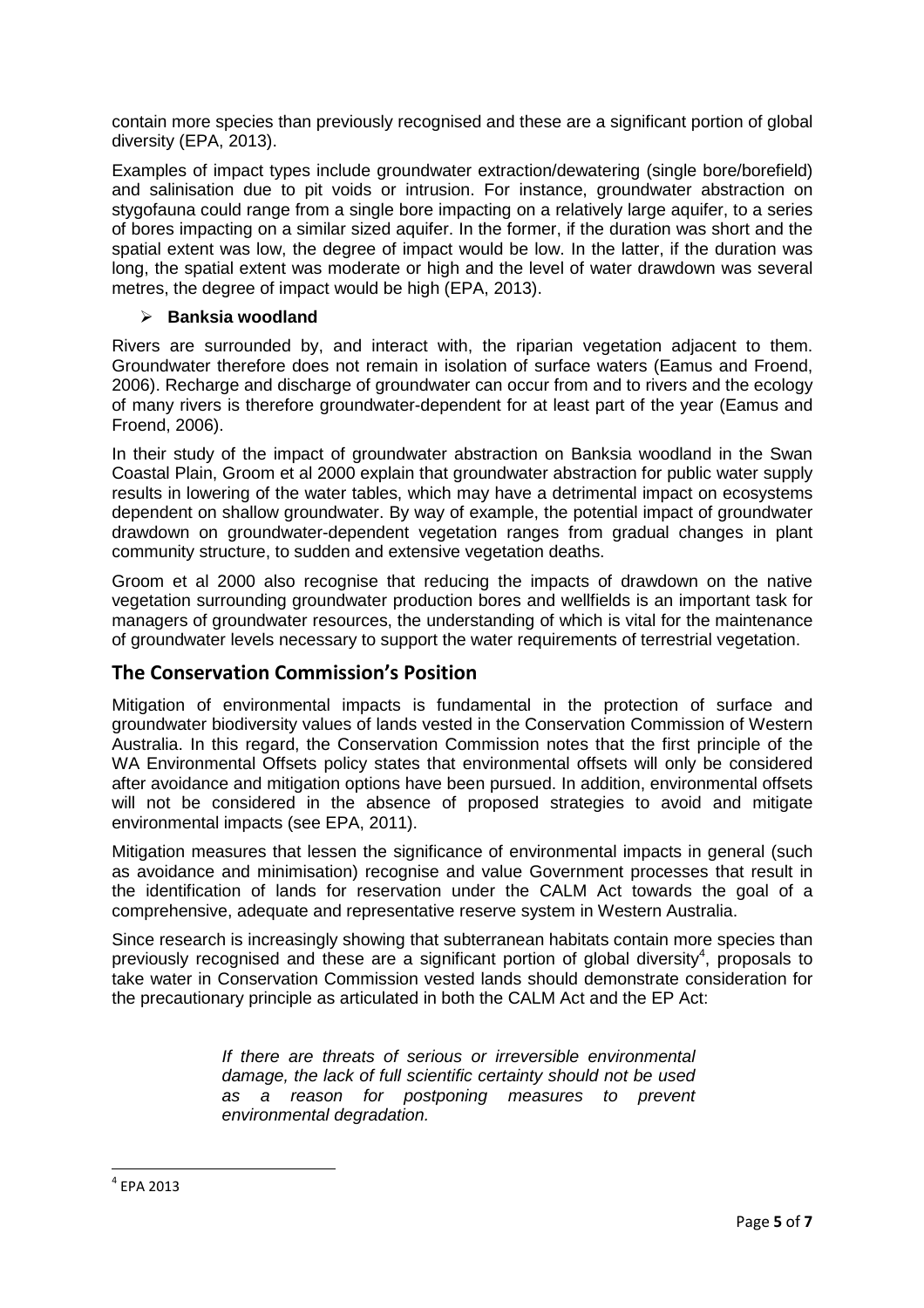contain more species than previously recognised and these are a significant portion of global diversity (EPA, 2013).

Examples of impact types include groundwater extraction/dewatering (single bore/borefield) and salinisation due to pit voids or intrusion. For instance, groundwater abstraction on stygofauna could range from a single bore impacting on a relatively large aquifer, to a series of bores impacting on a similar sized aquifer. In the former, if the duration was short and the spatial extent was low, the degree of impact would be low. In the latter, if the duration was long, the spatial extent was moderate or high and the level of water drawdown was several metres, the degree of impact would be high (EPA, 2013).

- **Banksia woodland**

Rivers are surrounded by, and interact with, the riparian vegetation adjacent to them. Groundwater therefore does not remain in isolation of surface waters (Eamus and Froend, 2006). Recharge and discharge of groundwater can occur from and to rivers and the ecology of many rivers is therefore groundwater-dependent for at least part of the year (Eamus and Froend, 2006).

In their study of the impact of groundwater abstraction on Banksia woodland in the Swan Coastal Plain, Groom et al 2000 explain that groundwater abstraction for public water supply results in lowering of the water tables, which may have a detrimental impact on ecosystems dependent on shallow groundwater. By way of example, the potential impact of groundwater drawdown on groundwater-dependent vegetation ranges from gradual changes in plant community structure, to sudden and extensive vegetation deaths.

Groom et al 2000 also recognise that reducing the impacts of drawdown on the native vegetation surrounding groundwater production bores and wellfields is an important task for managers of groundwater resources, the understanding of which is vital for the maintenance of groundwater levels necessary to support the water requirements of terrestrial vegetation.

## The Conservation Commission's Position

Mitigation of environmental impacts is fundamental in the protection of surface and groundwater biodiversity values of lands vested in the Conservation Commission of Western Australia. In this regard, the Conservation Commission notes that the first principle of the WA Environmental Offsets policy states that environmental offsets will only be considered after avoidance and mitigation options have been pursued. In addition, environmental offsets will not be considered in the absence of proposed strategies to avoid and mitigate environmental impacts (see EPA, 2011).

Mitigation measures that lessen the significance of environmental impacts in general (such as avoidance and minimisation) recognise and value Government processes that result in the identification of lands for reservation under the CALM Act towards the goal of a comprehensive, adequate and representative reserve system in Western Australia.

Since research is increasingly showing that subterranean habitats contain more species than previously recognised and these are a significant portion of global diversity[4], proposals to take water in Conservation Commission vested lands should demonstrate consideration for the precautionary principle as articulated in both the CALM Act and the EP Act:

> *If there are threats of serious or irreversible environmental damage, the lack of full scientific certainty should not be used as a reason for postponing measures to prevent environmental degradation.*

---

[4] EPA 2013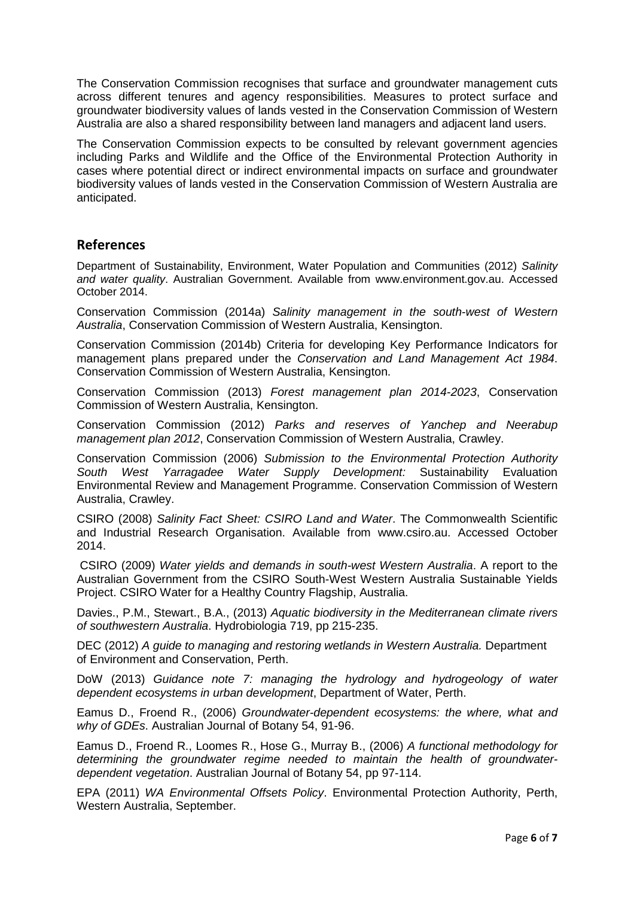The Conservation Commission recognises that surface and groundwater management cuts across different tenures and agency responsibilities. Measures to protect surface and groundwater biodiversity values of lands vested in the Conservation Commission of Western Australia are also a shared responsibility between land managers and adjacent land users.

The Conservation Commission expects to be consulted by relevant government agencies including Parks and Wildlife and the Office of the Environmental Protection Authority in cases where potential direct or indirect environmental impacts on surface and groundwater biodiversity values of lands vested in the Conservation Commission of Western Australia are anticipated.

## References

Department of Sustainability, Environment, Water Population and Communities (2012) *Salinity and water quality*. Australian Government. Available from www.environment.gov.au. Accessed October 2014.

Conservation Commission (2014a) *Salinity management in the south-west of Western Australia*, Conservation Commission of Western Australia, Kensington.

Conservation Commission (2014b) Criteria for developing Key Performance Indicators for management plans prepared under the *Conservation and Land Management Act 1984*. Conservation Commission of Western Australia, Kensington.

Conservation Commission (2013) *Forest management plan 2014-2023*, Conservation Commission of Western Australia, Kensington.

Conservation Commission (2012) *Parks and reserves of Yanchep and Neerabup management plan 2012*, Conservation Commission of Western Australia, Crawley.

Conservation Commission (2006) *Submission to the Environmental Protection Authority South West Yarragadee Water Supply Development:* Sustainability Evaluation Environmental Review and Management Programme. Conservation Commission of Western Australia, Crawley.

CSIRO (2008) *Salinity Fact Sheet: CSIRO Land and Water*. The Commonwealth Scientific and Industrial Research Organisation. Available from www.csiro.au. Accessed October 2014.

CSIRO (2009) *Water yields and demands in south-west Western Australia*. A report to the Australian Government from the CSIRO South-West Western Australia Sustainable Yields Project. CSIRO Water for a Healthy Country Flagship, Australia.

Davies., P.M., Stewart., B.A., (2013) *Aquatic biodiversity in the Mediterranean climate rivers of southwestern Australia*. Hydrobiologia 719, pp 215-235.

DEC (2012) *A guide to managing and restoring wetlands in Western Australia.* Department of Environment and Conservation, Perth.

DoW (2013) *Guidance note 7: managing the hydrology and hydrogeology of water dependent ecosystems in urban development*, Department of Water, Perth.

Eamus D., Froend R., (2006) *Groundwater-dependent ecosystems: the where, what and why of GDEs*. Australian Journal of Botany 54, 91-96.

Eamus D., Froend R., Loomes R., Hose G., Murray B., (2006) *A functional methodology for determining the groundwater regime needed to maintain the health of groundwater-dependent vegetation*. Australian Journal of Botany 54, pp 97-114.

EPA (2011) *WA Environmental Offsets Policy*. Environmental Protection Authority, Perth, Western Australia, September.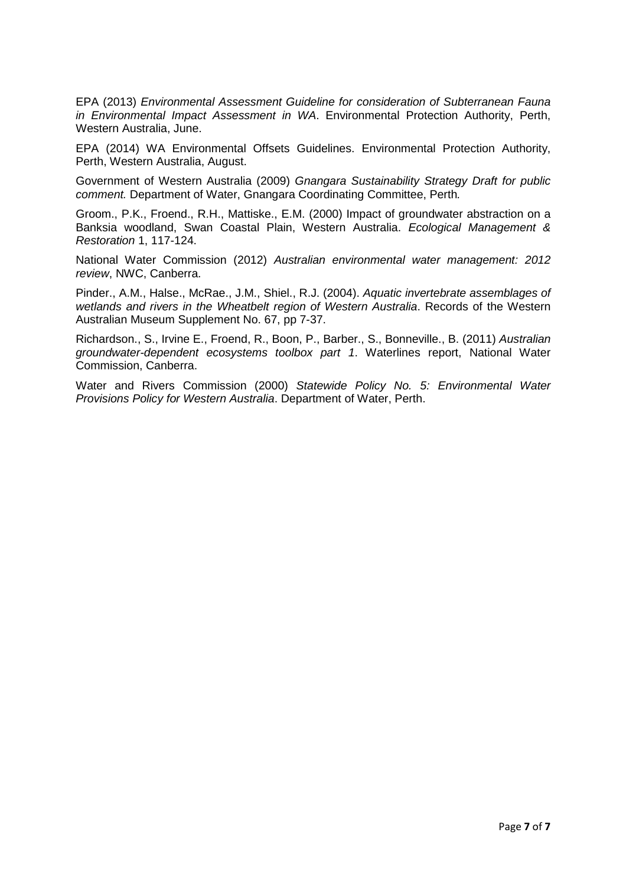EPA (2013) *Environmental Assessment Guideline for consideration of Subterranean Fauna in Environmental Impact Assessment in WA*. Environmental Protection Authority, Perth, Western Australia, June.

EPA (2014) WA Environmental Offsets Guidelines. Environmental Protection Authority, Perth, Western Australia, August.

Government of Western Australia (2009) *Gnangara Sustainability Strategy Draft for public comment.* Department of Water, Gnangara Coordinating Committee, Perth*.*

Groom., P.K., Froend., R.H., Mattiske., E.M. (2000) Impact of groundwater abstraction on a Banksia woodland, Swan Coastal Plain, Western Australia. *Ecological Management & Restoration* 1, 117-124.

National Water Commission (2012) *Australian environmental water management: 2012 review*, NWC, Canberra.

Pinder., A.M., Halse., McRae., J.M., Shiel., R.J. (2004). *Aquatic invertebrate assemblages of wetlands and rivers in the Wheatbelt region of Western Australia*. Records of the Western Australian Museum Supplement No. 67, pp 7-37.

Richardson., S., Irvine E., Froend, R., Boon, P., Barber., S., Bonneville., B. (2011) *Australian groundwater-dependent ecosystems toolbox part 1*. Waterlines report, National Water Commission, Canberra.

Water and Rivers Commission (2000) *Statewide Policy No. 5: Environmental Water Provisions Policy for Western Australia*. Department of Water, Perth.